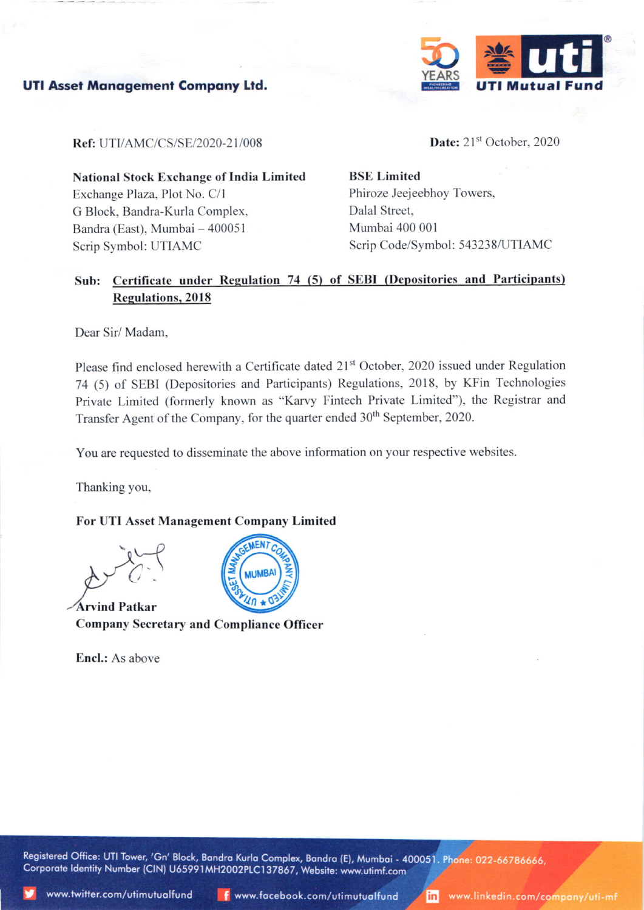**UTI Asset Management Company Ltd.**

**UTI Mutual Fund**

**Ref:** UTI/AMC/CS/SE/2020-21/008

**Date:** 21st October, 2020

**National Stock Exchange of India Limited**
Exchange Plaza, Plot No. C/1
G Block, Bandra-Kurla Complex,
Bandra (East), Mumbai – 400051
Scrip Symbol: UTIAMC

**BSE Limited**
Phiroze Jeejeebhoy Towers,
Dalal Street,
Mumbai 400 001
Scrip Code/Symbol: 543238/UTIAMC

**Sub: Certificate under Regulation 74 (5) of SEBI (Depositories and Participants) Regulations, 2018**

Dear Sir/ Madam,

Please find enclosed herewith a Certificate dated 21st October, 2020 issued under Regulation 74 (5) of SEBI (Depositories and Participants) Regulations, 2018, by KFin Technologies Private Limited (formerly known as "Karvy Fintech Private Limited"), the Registrar and Transfer Agent of the Company, for the quarter ended 30th September, 2020.

You are requested to disseminate the above information on your respective websites.

Thanking you,

**For UTI Asset Management Company Limited**

**Arvind Patkar**
**Company Secretary and Compliance Officer**

**Encl.:** As above

Registered Office: UTI Tower, 'Gn' Block, Bandra Kurla Complex, Bandra (E), Mumbai - 400051. Phone: 022-66786666,
Corporate Identity Number (CIN) U65991MH2002PLC137867, Website: www.utimf.com

www.twitter.com/utimutualfund www.facebook.com/utimutualfund www.linkedin.com/company/uti-mf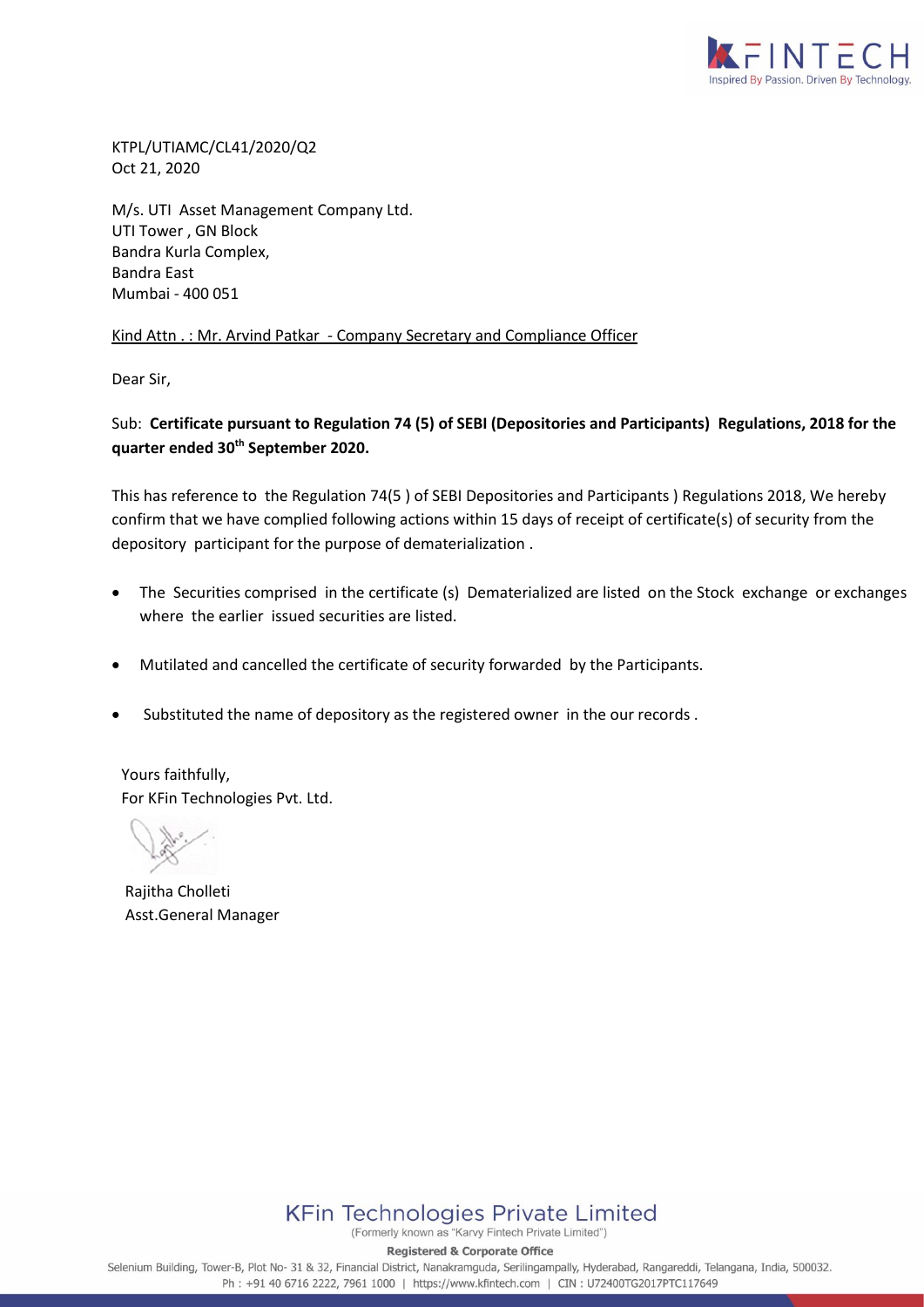KTPL/UTIAMC/CL41/2020/Q2
Oct 21, 2020

M/s. UTI Asset Management Company Ltd.
UTI Tower , GN Block
Bandra Kurla Complex,
Bandra East
Mumbai - 400 051

Kind Attn . : Mr. Arvind Patkar - Company Secretary and Compliance Officer

Dear Sir,

Sub: **Certificate pursuant to Regulation 74 (5) of SEBI (Depositories and Participants) Regulations, 2018 for the quarter ended 30th September 2020.**

This has reference to the Regulation 74(5 ) of SEBI Depositories and Participants ) Regulations 2018, We hereby confirm that we have complied following actions within 15 days of receipt of certificate(s) of security from the depository participant for the purpose of dematerialization .

- The Securities comprised in the certificate (s) Dematerialized are listed on the Stock exchange or exchanges where the earlier issued securities are listed.
- Mutilated and cancelled the certificate of security forwarded by the Participants.
- Substituted the name of depository as the registered owner in the our records .

Yours faithfully,
For KFin Technologies Pvt. Ltd.

Rajitha Cholleti
Asst.General Manager

**KFin Technologies Private Limited**
(Formerly known as "Karvy Fintech Private Limited")

**Registered & Corporate Office**
Selenium Building, Tower-B, Plot No- 31 & 32, Financial District, Nanakramguda, Serilingampally, Hyderabad, Rangareddi, Telangana, India, 500032.
Ph : +91 40 6716 2222, 7961 1000 | https://www.kfintech.com | CIN : U72400TG2017PTC117649